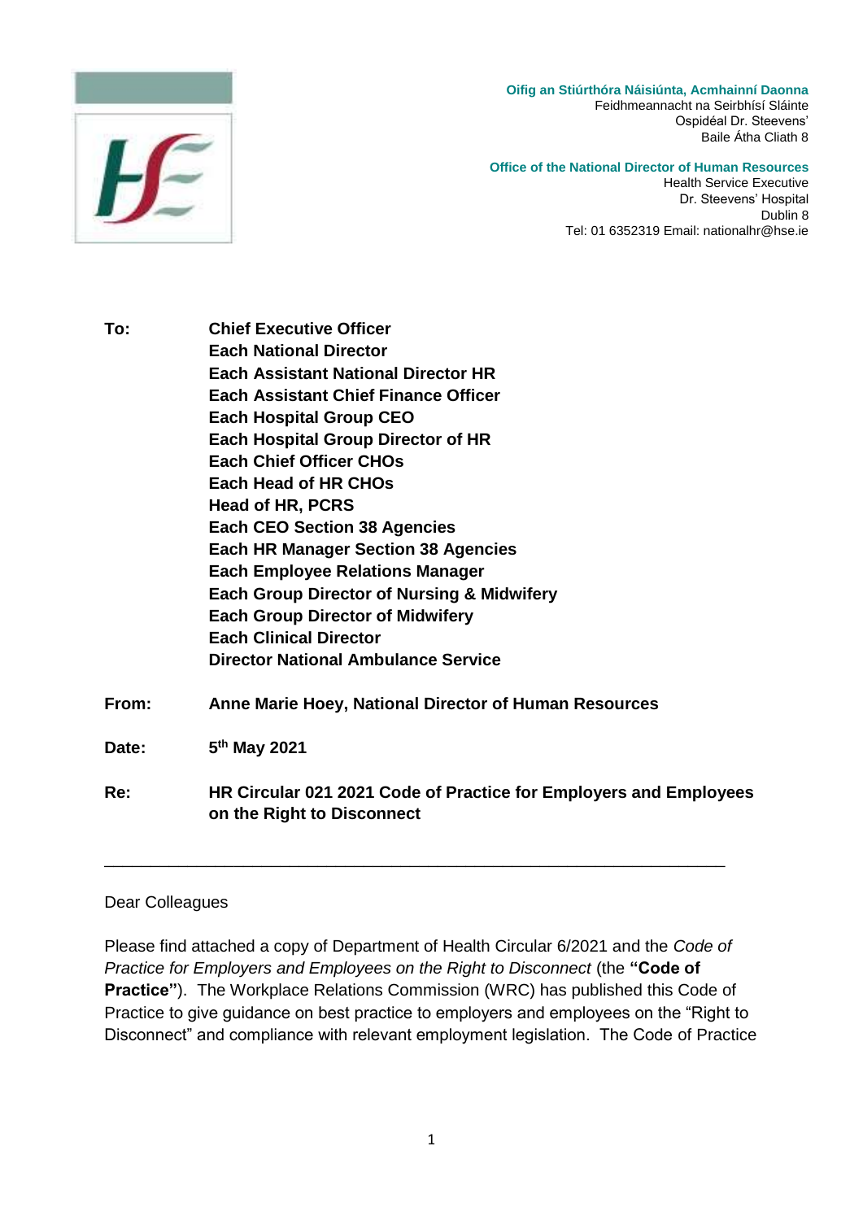**Oifig an Stiúrthóra Náisiúnta, Acmhainní Daonna**
Feidhmeannacht na Seirbhísí Sláinte
Ospidéal Dr. Steevens'
Baile Átha Cliath 8

**Office of the National Director of Human Resources**
Health Service Executive
Dr. Steevens' Hospital
Dublin 8
Tel: 01 6352319 Email: nationalhr@hse.ie

**To:** **Chief Executive Officer**
**Each National Director**
**Each Assistant National Director HR**
**Each Assistant Chief Finance Officer**
**Each Hospital Group CEO**
**Each Hospital Group Director of HR**
**Each Chief Officer CHOs**
**Each Head of HR CHOs**
**Head of HR, PCRS**
**Each CEO Section 38 Agencies**
**Each HR Manager Section 38 Agencies**
**Each Employee Relations Manager**
**Each Group Director of Nursing & Midwifery**
**Each Group Director of Midwifery**
**Each Clinical Director**
**Director National Ambulance Service**

**From:** **Anne Marie Hoey, National Director of Human Resources**

**Date:** **5th May 2021**

**Re:** **HR Circular 021 2021 Code of Practice for Employers and Employees on the Right to Disconnect**

---

Dear Colleagues

Please find attached a copy of Department of Health Circular 6/2021 and the *Code of Practice for Employers and Employees on the Right to Disconnect* (the **"Code of Practice"**). The Workplace Relations Commission (WRC) has published this Code of Practice to give guidance on best practice to employers and employees on the "Right to Disconnect" and compliance with relevant employment legislation. The Code of Practice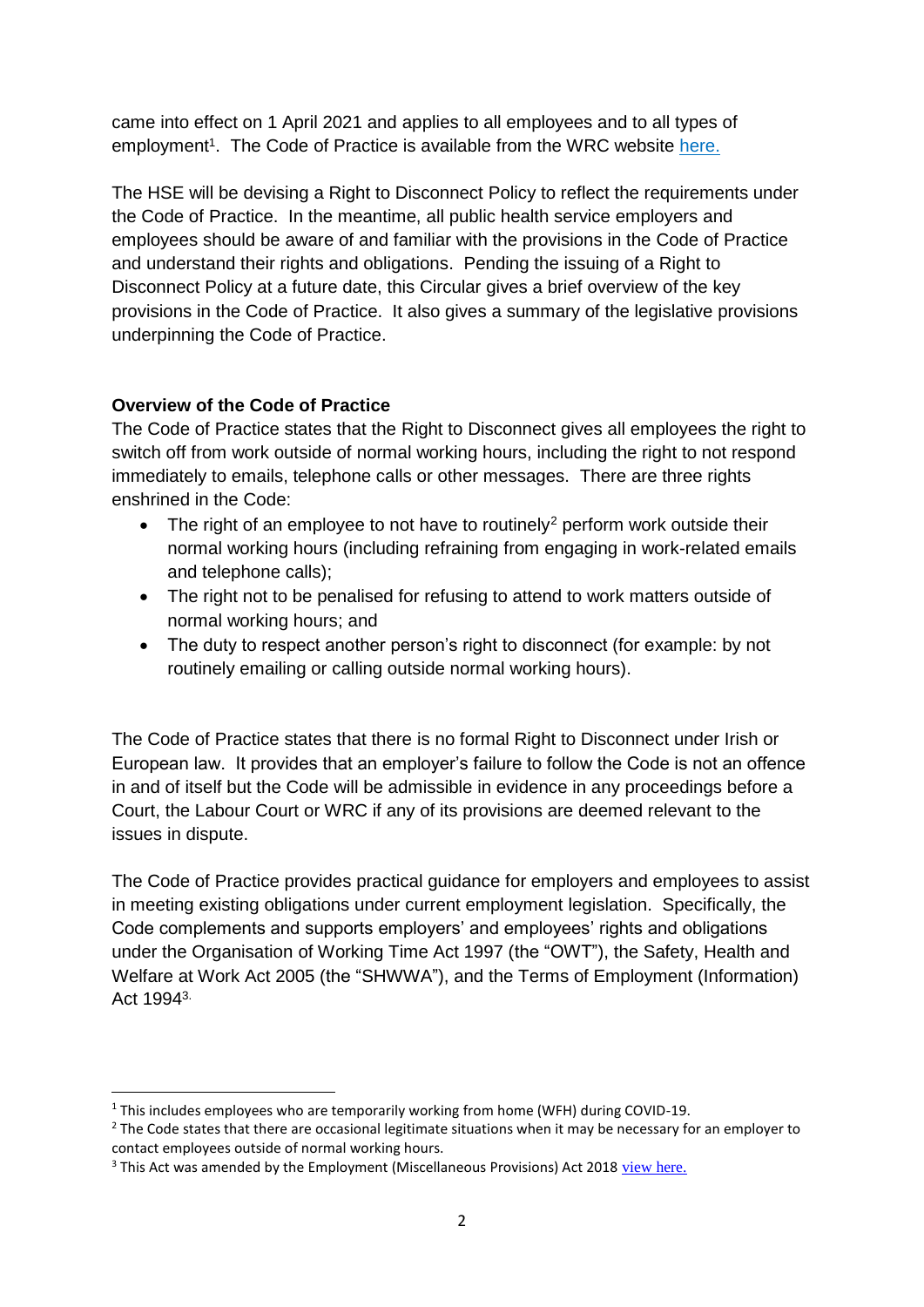came into effect on 1 April 2021 and applies to all employees and to all types of employment[1]. The Code of Practice is available from the WRC website here.

The HSE will be devising a Right to Disconnect Policy to reflect the requirements under the Code of Practice. In the meantime, all public health service employers and employees should be aware of and familiar with the provisions in the Code of Practice and understand their rights and obligations. Pending the issuing of a Right to Disconnect Policy at a future date, this Circular gives a brief overview of the key provisions in the Code of Practice. It also gives a summary of the legislative provisions underpinning the Code of Practice.

**Overview of the Code of Practice**

The Code of Practice states that the Right to Disconnect gives all employees the right to switch off from work outside of normal working hours, including the right to not respond immediately to emails, telephone calls or other messages. There are three rights enshrined in the Code:

- The right of an employee to not have to routinely[2] perform work outside their normal working hours (including refraining from engaging in work-related emails and telephone calls);
- The right not to be penalised for refusing to attend to work matters outside of normal working hours; and
- The duty to respect another person's right to disconnect (for example: by not routinely emailing or calling outside normal working hours).

The Code of Practice states that there is no formal Right to Disconnect under Irish or European law. It provides that an employer's failure to follow the Code is not an offence in and of itself but the Code will be admissible in evidence in any proceedings before a Court, the Labour Court or WRC if any of its provisions are deemed relevant to the issues in dispute.

The Code of Practice provides practical guidance for employers and employees to assist in meeting existing obligations under current employment legislation. Specifically, the Code complements and supports employers' and employees' rights and obligations under the Organisation of Working Time Act 1997 (the "OWT"), the Safety, Health and Welfare at Work Act 2005 (the "SHWWA"), and the Terms of Employment (Information) Act 1994[3].

---

[1] This includes employees who are temporarily working from home (WFH) during COVID-19.

[2] The Code states that there are occasional legitimate situations when it may be necessary for an employer to contact employees outside of normal working hours.

[3] This Act was amended by the Employment (Miscellaneous Provisions) Act 2018 view here.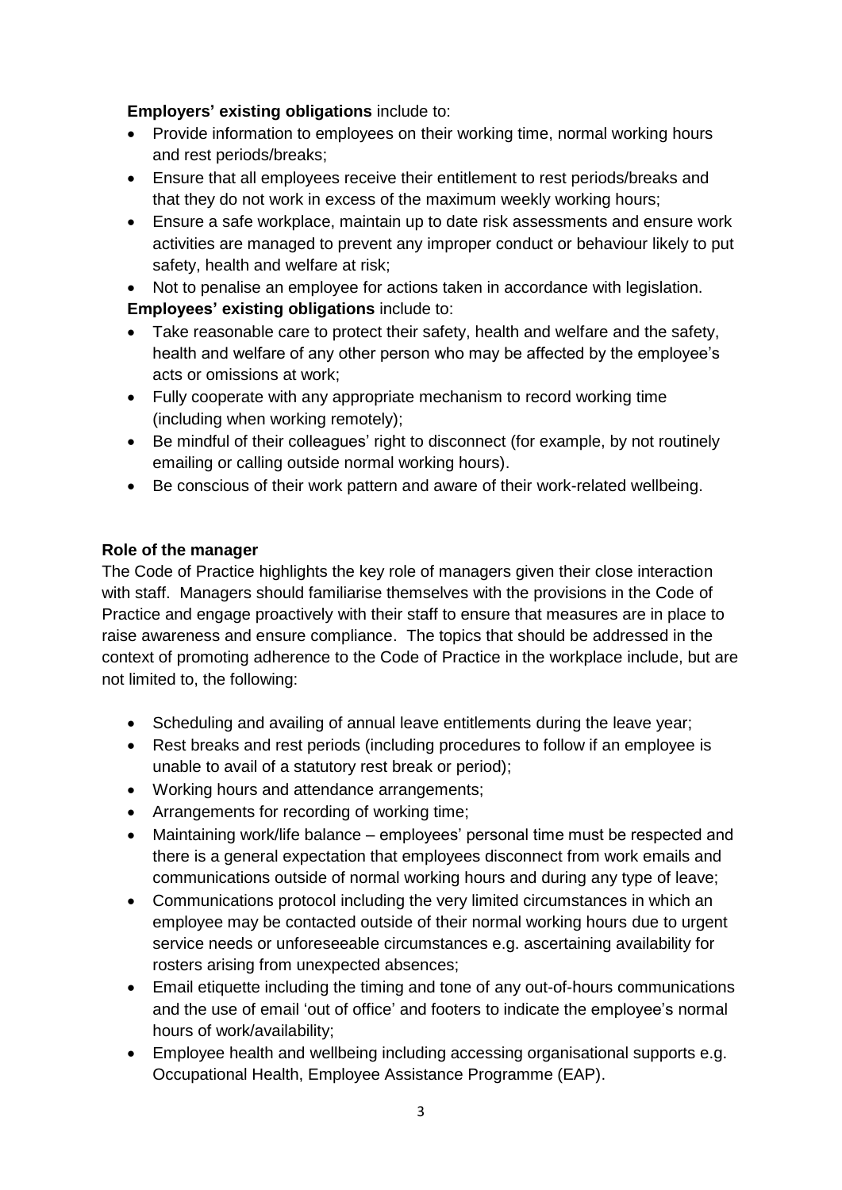**Employers' existing obligations** include to:

- Provide information to employees on their working time, normal working hours and rest periods/breaks;
- Ensure that all employees receive their entitlement to rest periods/breaks and that they do not work in excess of the maximum weekly working hours;
- Ensure a safe workplace, maintain up to date risk assessments and ensure work activities are managed to prevent any improper conduct or behaviour likely to put safety, health and welfare at risk;
- Not to penalise an employee for actions taken in accordance with legislation.

**Employees' existing obligations** include to:

- Take reasonable care to protect their safety, health and welfare and the safety, health and welfare of any other person who may be affected by the employee's acts or omissions at work;
- Fully cooperate with any appropriate mechanism to record working time (including when working remotely);
- Be mindful of their colleagues' right to disconnect (for example, by not routinely emailing or calling outside normal working hours).
- Be conscious of their work pattern and aware of their work-related wellbeing.

**Role of the manager**

The Code of Practice highlights the key role of managers given their close interaction with staff. Managers should familiarise themselves with the provisions in the Code of Practice and engage proactively with their staff to ensure that measures are in place to raise awareness and ensure compliance. The topics that should be addressed in the context of promoting adherence to the Code of Practice in the workplace include, but are not limited to, the following:

- Scheduling and availing of annual leave entitlements during the leave year;
- Rest breaks and rest periods (including procedures to follow if an employee is unable to avail of a statutory rest break or period);
- Working hours and attendance arrangements;
- Arrangements for recording of working time;
- Maintaining work/life balance – employees' personal time must be respected and there is a general expectation that employees disconnect from work emails and communications outside of normal working hours and during any type of leave;
- Communications protocol including the very limited circumstances in which an employee may be contacted outside of their normal working hours due to urgent service needs or unforeseeable circumstances e.g. ascertaining availability for rosters arising from unexpected absences;
- Email etiquette including the timing and tone of any out-of-hours communications and the use of email 'out of office' and footers to indicate the employee's normal hours of work/availability;
- Employee health and wellbeing including accessing organisational supports e.g. Occupational Health, Employee Assistance Programme (EAP).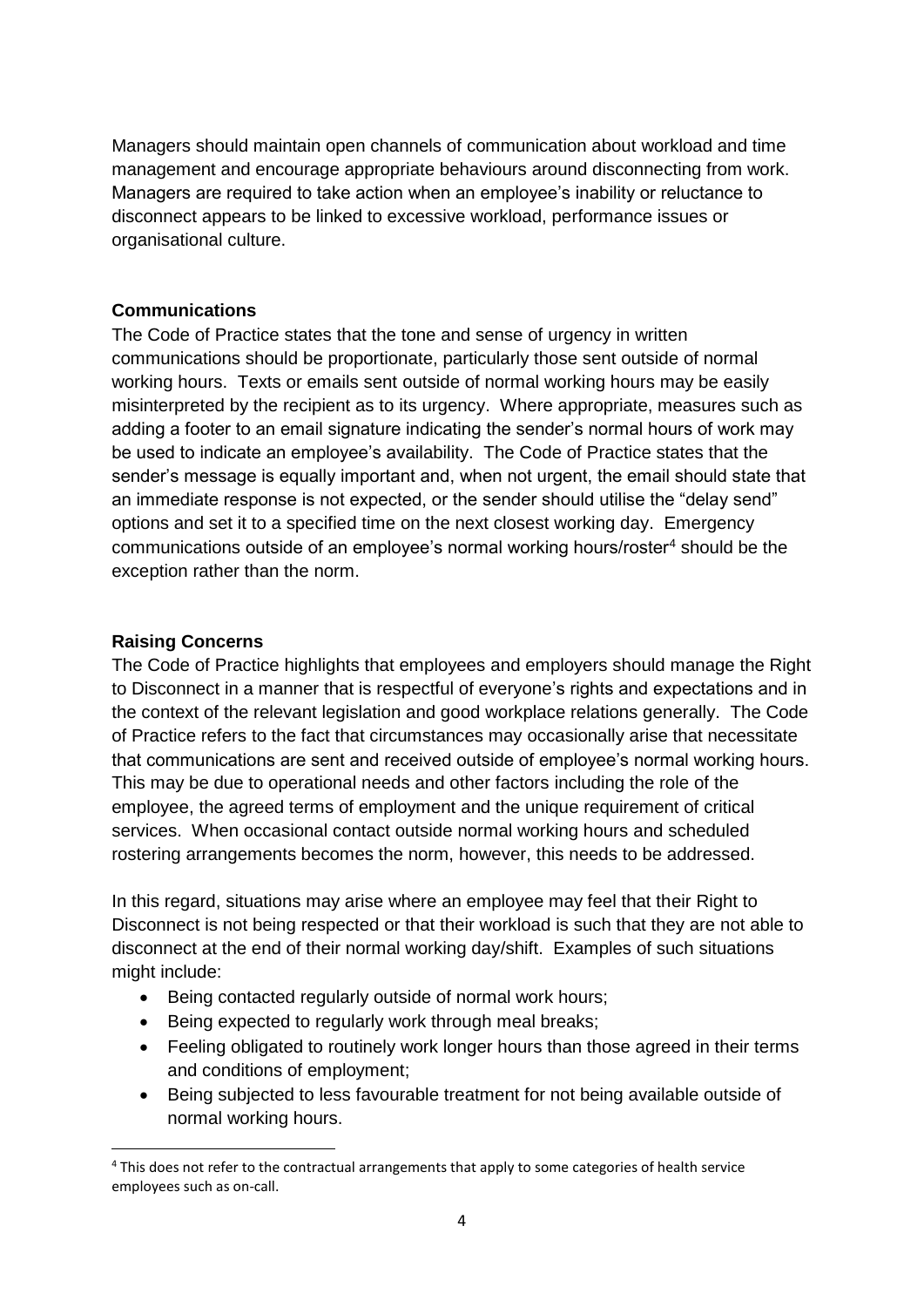Managers should maintain open channels of communication about workload and time management and encourage appropriate behaviours around disconnecting from work. Managers are required to take action when an employee's inability or reluctance to disconnect appears to be linked to excessive workload, performance issues or organisational culture.

**Communications**

The Code of Practice states that the tone and sense of urgency in written communications should be proportionate, particularly those sent outside of normal working hours. Texts or emails sent outside of normal working hours may be easily misinterpreted by the recipient as to its urgency. Where appropriate, measures such as adding a footer to an email signature indicating the sender's normal hours of work may be used to indicate an employee's availability. The Code of Practice states that the sender's message is equally important and, when not urgent, the email should state that an immediate response is not expected, or the sender should utilise the "delay send" options and set it to a specified time on the next closest working day. Emergency communications outside of an employee's normal working hours/roster[4] should be the exception rather than the norm.

**Raising Concerns**

The Code of Practice highlights that employees and employers should manage the Right to Disconnect in a manner that is respectful of everyone's rights and expectations and in the context of the relevant legislation and good workplace relations generally. The Code of Practice refers to the fact that circumstances may occasionally arise that necessitate that communications are sent and received outside of employee's normal working hours. This may be due to operational needs and other factors including the role of the employee, the agreed terms of employment and the unique requirement of critical services. When occasional contact outside normal working hours and scheduled rostering arrangements becomes the norm, however, this needs to be addressed.

In this regard, situations may arise where an employee may feel that their Right to Disconnect is not being respected or that their workload is such that they are not able to disconnect at the end of their normal working day/shift. Examples of such situations might include:

- Being contacted regularly outside of normal work hours;
- Being expected to regularly work through meal breaks;
- Feeling obligated to routinely work longer hours than those agreed in their terms and conditions of employment;
- Being subjected to less favourable treatment for not being available outside of normal working hours.

[4] This does not refer to the contractual arrangements that apply to some categories of health service employees such as on-call.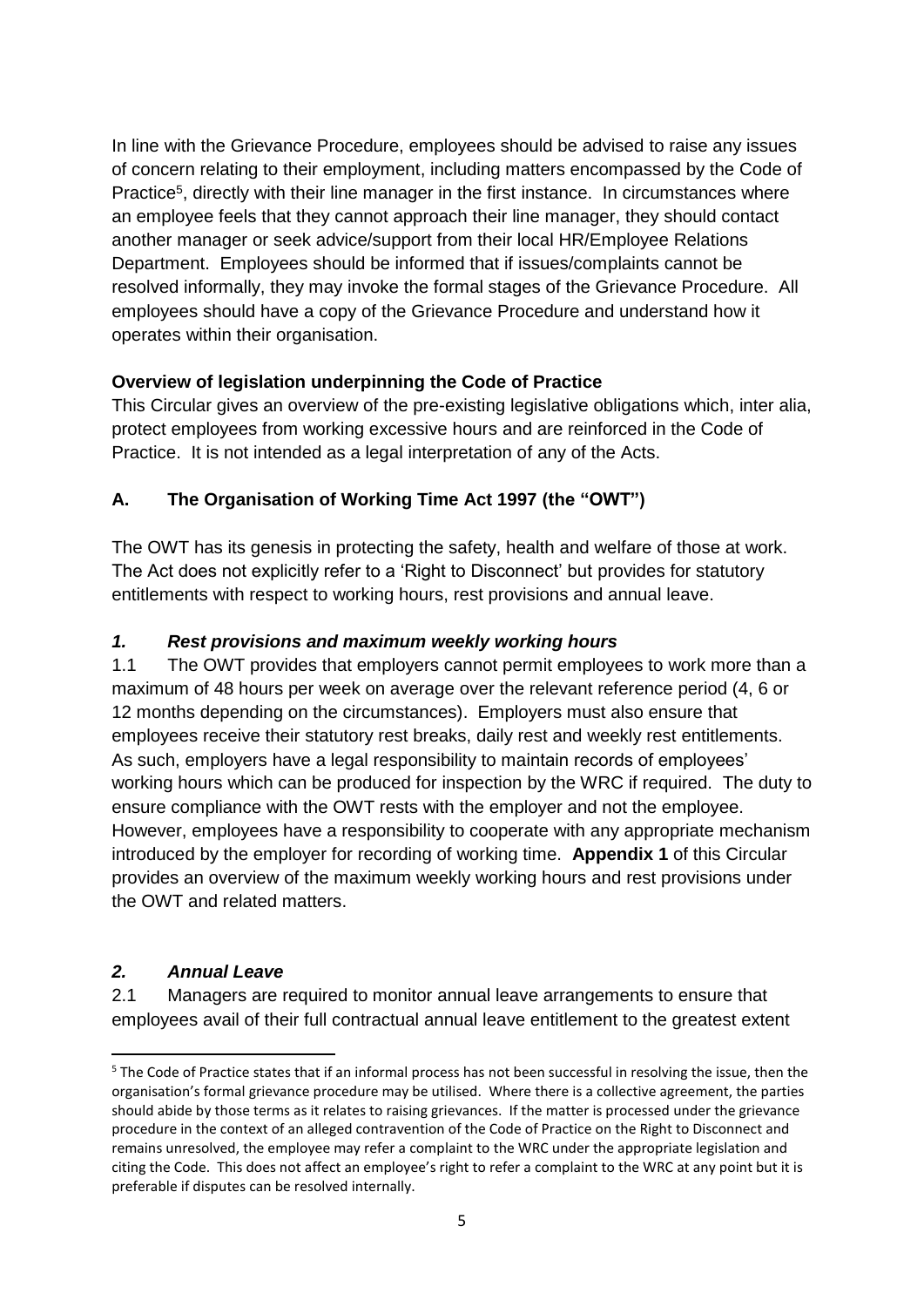In line with the Grievance Procedure, employees should be advised to raise any issues of concern relating to their employment, including matters encompassed by the Code of Practice[5], directly with their line manager in the first instance. In circumstances where an employee feels that they cannot approach their line manager, they should contact another manager or seek advice/support from their local HR/Employee Relations Department. Employees should be informed that if issues/complaints cannot be resolved informally, they may invoke the formal stages of the Grievance Procedure. All employees should have a copy of the Grievance Procedure and understand how it operates within their organisation.

**Overview of legislation underpinning the Code of Practice**

This Circular gives an overview of the pre-existing legislative obligations which, inter alia, protect employees from working excessive hours and are reinforced in the Code of Practice. It is not intended as a legal interpretation of any of the Acts.

## A. The Organisation of Working Time Act 1997 (the "OWT")

The OWT has its genesis in protecting the safety, health and welfare of those at work. The Act does not explicitly refer to a 'Right to Disconnect' but provides for statutory entitlements with respect to working hours, rest provisions and annual leave.

### *1. Rest provisions and maximum weekly working hours*

1.1 The OWT provides that employers cannot permit employees to work more than a maximum of 48 hours per week on average over the relevant reference period (4, 6 or 12 months depending on the circumstances). Employers must also ensure that employees receive their statutory rest breaks, daily rest and weekly rest entitlements. As such, employers have a legal responsibility to maintain records of employees' working hours which can be produced for inspection by the WRC if required. The duty to ensure compliance with the OWT rests with the employer and not the employee. However, employees have a responsibility to cooperate with any appropriate mechanism introduced by the employer for recording of working time. **Appendix 1** of this Circular provides an overview of the maximum weekly working hours and rest provisions under the OWT and related matters.

### *2. Annual Leave*

2.1 Managers are required to monitor annual leave arrangements to ensure that employees avail of their full contractual annual leave entitlement to the greatest extent

---

[5] The Code of Practice states that if an informal process has not been successful in resolving the issue, then the organisation's formal grievance procedure may be utilised. Where there is a collective agreement, the parties should abide by those terms as it relates to raising grievances. If the matter is processed under the grievance procedure in the context of an alleged contravention of the Code of Practice on the Right to Disconnect and remains unresolved, the employee may refer a complaint to the WRC under the appropriate legislation and citing the Code. This does not affect an employee's right to refer a complaint to the WRC at any point but it is preferable if disputes can be resolved internally.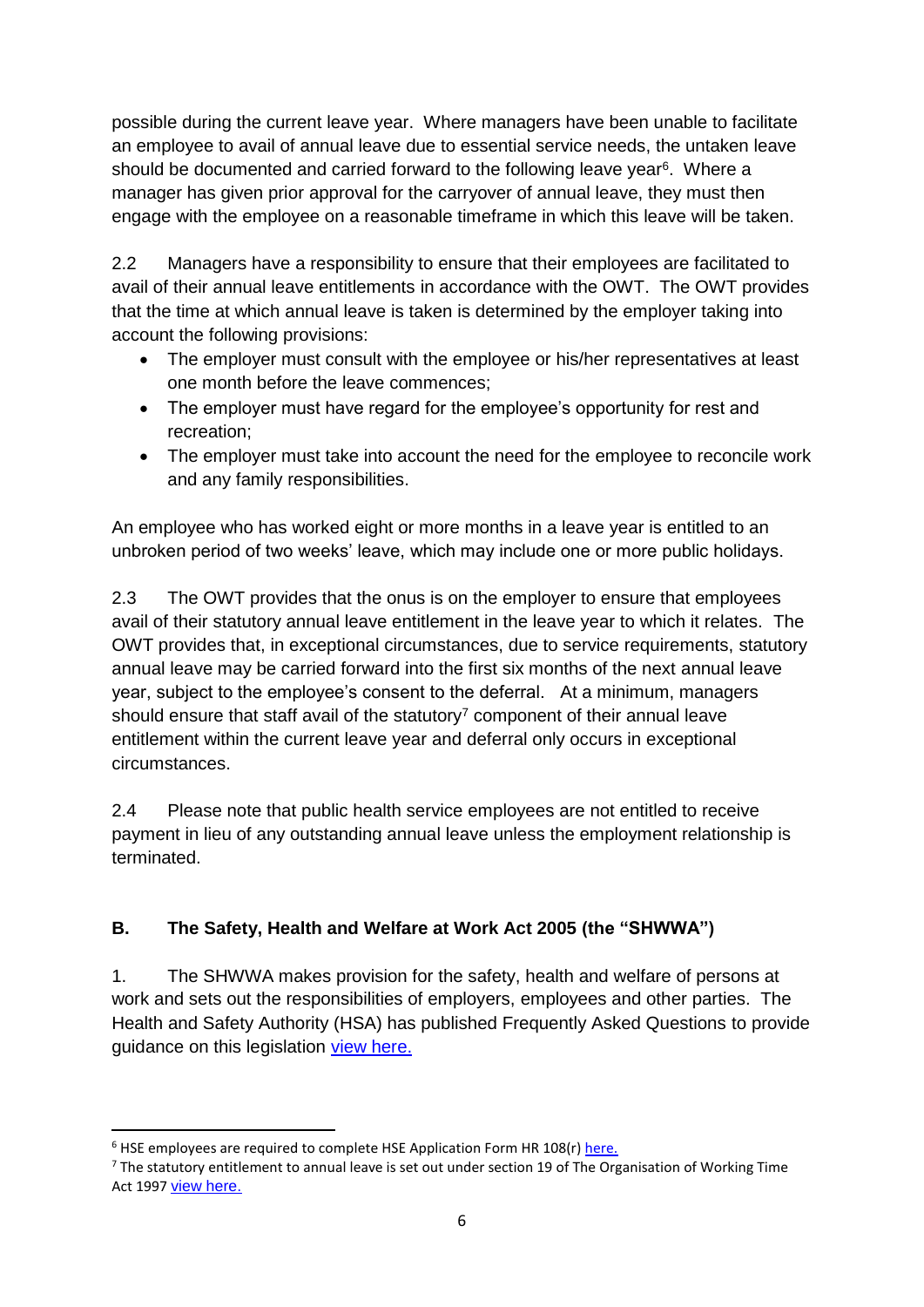possible during the current leave year. Where managers have been unable to facilitate an employee to avail of annual leave due to essential service needs, the untaken leave should be documented and carried forward to the following leave year[6]. Where a manager has given prior approval for the carryover of annual leave, they must then engage with the employee on a reasonable timeframe in which this leave will be taken.

2.2 Managers have a responsibility to ensure that their employees are facilitated to avail of their annual leave entitlements in accordance with the OWT. The OWT provides that the time at which annual leave is taken is determined by the employer taking into account the following provisions:

- The employer must consult with the employee or his/her representatives at least one month before the leave commences;
- The employer must have regard for the employee's opportunity for rest and recreation;
- The employer must take into account the need for the employee to reconcile work and any family responsibilities.

An employee who has worked eight or more months in a leave year is entitled to an unbroken period of two weeks' leave, which may include one or more public holidays.

2.3 The OWT provides that the onus is on the employer to ensure that employees avail of their statutory annual leave entitlement in the leave year to which it relates. The OWT provides that, in exceptional circumstances, due to service requirements, statutory annual leave may be carried forward into the first six months of the next annual leave year, subject to the employee's consent to the deferral. At a minimum, managers should ensure that staff avail of the statutory[7] component of their annual leave entitlement within the current leave year and deferral only occurs in exceptional circumstances.

2.4 Please note that public health service employees are not entitled to receive payment in lieu of any outstanding annual leave unless the employment relationship is terminated.

## B. The Safety, Health and Welfare at Work Act 2005 (the "SHWWA")

1. The SHWWA makes provision for the safety, health and welfare of persons at work and sets out the responsibilities of employers, employees and other parties. The Health and Safety Authority (HSA) has published Frequently Asked Questions to provide guidance on this legislation view here.

---

[6] HSE employees are required to complete HSE Application Form HR 108(r) here.

[7] The statutory entitlement to annual leave is set out under section 19 of The Organisation of Working Time Act 1997 view here.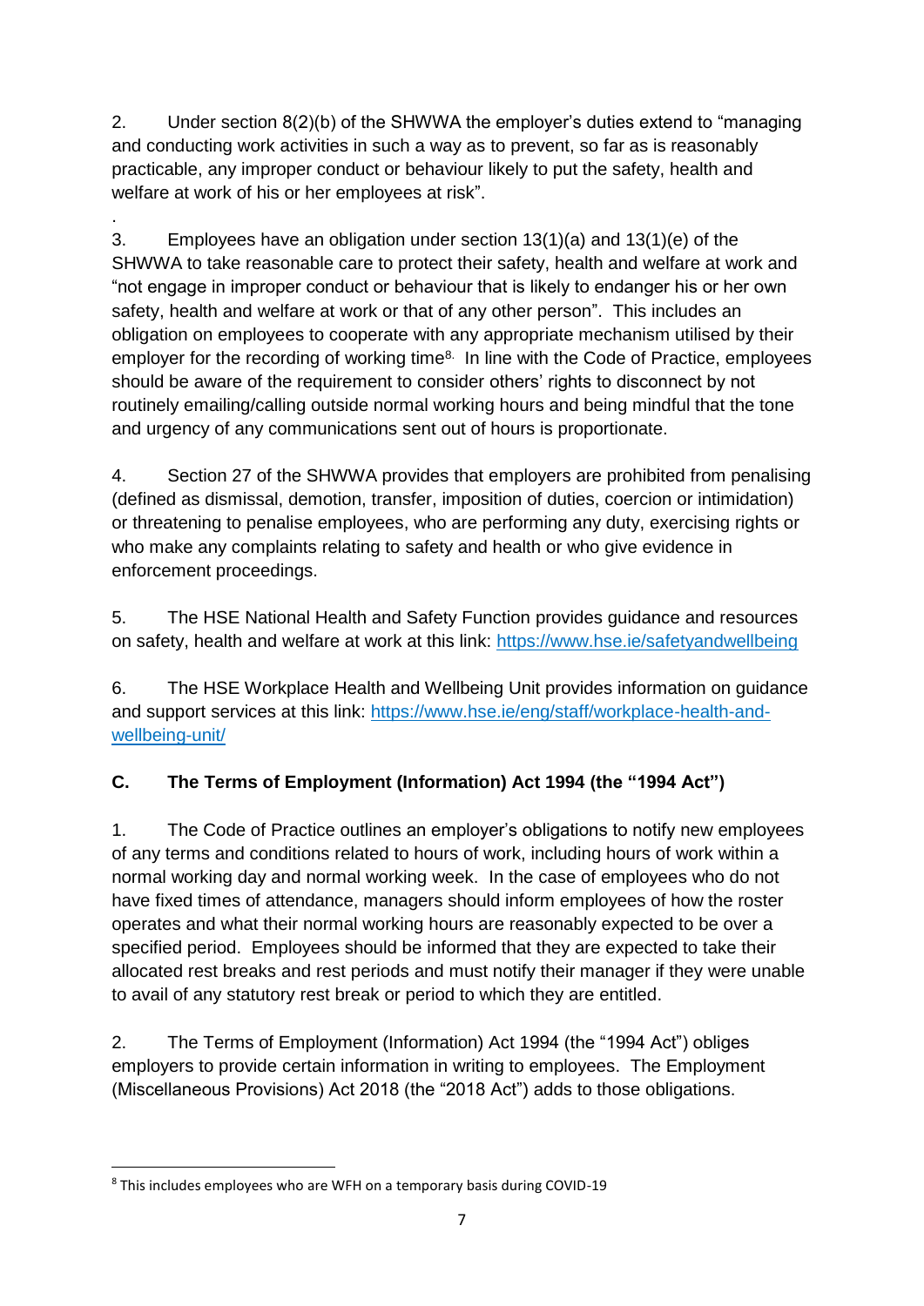2. Under section 8(2)(b) of the SHWWA the employer's duties extend to "managing and conducting work activities in such a way as to prevent, so far as is reasonably practicable, any improper conduct or behaviour likely to put the safety, health and welfare at work of his or her employees at risk".

.

3. Employees have an obligation under section 13(1)(a) and 13(1)(e) of the SHWWA to take reasonable care to protect their safety, health and welfare at work and "not engage in improper conduct or behaviour that is likely to endanger his or her own safety, health and welfare at work or that of any other person". This includes an obligation on employees to cooperate with any appropriate mechanism utilised by their employer for the recording of working time[8]. In line with the Code of Practice, employees should be aware of the requirement to consider others' rights to disconnect by not routinely emailing/calling outside normal working hours and being mindful that the tone and urgency of any communications sent out of hours is proportionate.

4. Section 27 of the SHWWA provides that employers are prohibited from penalising (defined as dismissal, demotion, transfer, imposition of duties, coercion or intimidation) or threatening to penalise employees, who are performing any duty, exercising rights or who make any complaints relating to safety and health or who give evidence in enforcement proceedings.

5. The HSE National Health and Safety Function provides guidance and resources on safety, health and welfare at work at this link: https://www.hse.ie/safetyandwellbeing

6. The HSE Workplace Health and Wellbeing Unit provides information on guidance and support services at this link: https://www.hse.ie/eng/staff/workplace-health-and-wellbeing-unit/

## C. The Terms of Employment (Information) Act 1994 (the "1994 Act")

1. The Code of Practice outlines an employer's obligations to notify new employees of any terms and conditions related to hours of work, including hours of work within a normal working day and normal working week. In the case of employees who do not have fixed times of attendance, managers should inform employees of how the roster operates and what their normal working hours are reasonably expected to be over a specified period. Employees should be informed that they are expected to take their allocated rest breaks and rest periods and must notify their manager if they were unable to avail of any statutory rest break or period to which they are entitled.

2. The Terms of Employment (Information) Act 1994 (the "1994 Act") obliges employers to provide certain information in writing to employees. The Employment (Miscellaneous Provisions) Act 2018 (the "2018 Act") adds to those obligations.

---

[8] This includes employees who are WFH on a temporary basis during COVID-19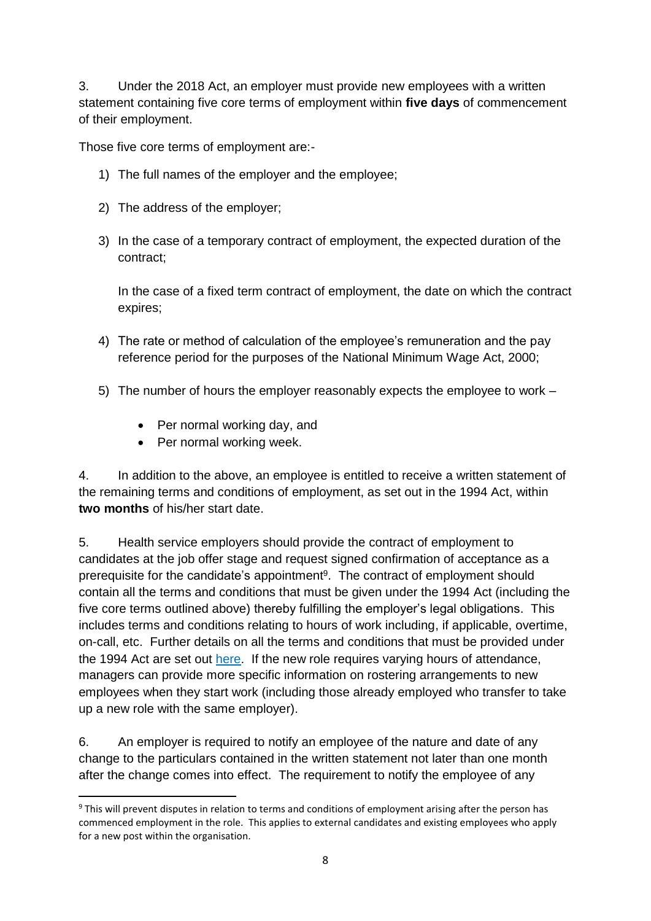3. Under the 2018 Act, an employer must provide new employees with a written statement containing five core terms of employment within **five days** of commencement of their employment.

Those five core terms of employment are:-

1) The full names of the employer and the employee;

2) The address of the employer;

3) In the case of a temporary contract of employment, the expected duration of the contract;

   In the case of a fixed term contract of employment, the date on which the contract expires;

4) The rate or method of calculation of the employee's remuneration and the pay reference period for the purposes of the National Minimum Wage Act, 2000;

5) The number of hours the employer reasonably expects the employee to work –

   - Per normal working day, and
   - Per normal working week.

4. In addition to the above, an employee is entitled to receive a written statement of the remaining terms and conditions of employment, as set out in the 1994 Act, within **two months** of his/her start date.

5. Health service employers should provide the contract of employment to candidates at the job offer stage and request signed confirmation of acceptance as a prerequisite for the candidate's appointment[9]. The contract of employment should contain all the terms and conditions that must be given under the 1994 Act (including the five core terms outlined above) thereby fulfilling the employer's legal obligations. This includes terms and conditions relating to hours of work including, if applicable, overtime, on-call, etc. Further details on all the terms and conditions that must be provided under the 1994 Act are set out here. If the new role requires varying hours of attendance, managers can provide more specific information on rostering arrangements to new employees when they start work (including those already employed who transfer to take up a new role with the same employer).

6. An employer is required to notify an employee of the nature and date of any change to the particulars contained in the written statement not later than one month after the change comes into effect. The requirement to notify the employee of any

[9] This will prevent disputes in relation to terms and conditions of employment arising after the person has commenced employment in the role. This applies to external candidates and existing employees who apply for a new post within the organisation.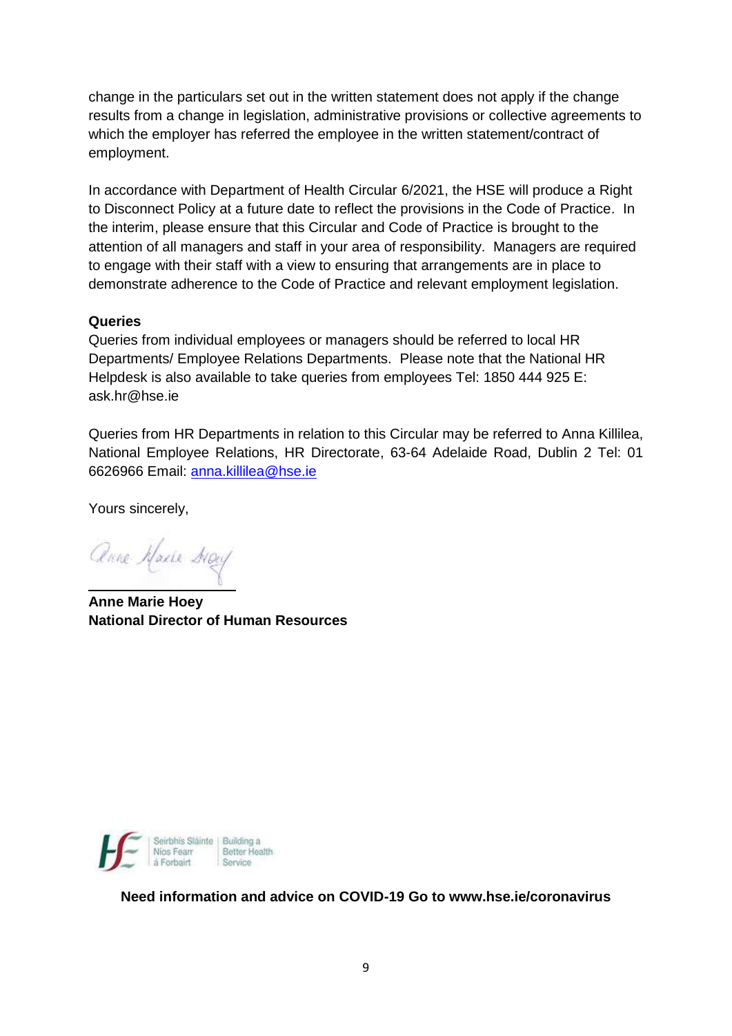change in the particulars set out in the written statement does not apply if the change results from a change in legislation, administrative provisions or collective agreements to which the employer has referred the employee in the written statement/contract of employment.

In accordance with Department of Health Circular 6/2021, the HSE will produce a Right to Disconnect Policy at a future date to reflect the provisions in the Code of Practice. In the interim, please ensure that this Circular and Code of Practice is brought to the attention of all managers and staff in your area of responsibility. Managers are required to engage with their staff with a view to ensuring that arrangements are in place to demonstrate adherence to the Code of Practice and relevant employment legislation.

**Queries**

Queries from individual employees or managers should be referred to local HR Departments/ Employee Relations Departments. Please note that the National HR Helpdesk is also available to take queries from employees Tel: 1850 444 925 E: ask.hr@hse.ie

Queries from HR Departments in relation to this Circular may be referred to Anna Killilea, National Employee Relations, HR Directorate, 63-64 Adelaide Road, Dublin 2 Tel: 01 6626966 Email: anna.killilea@hse.ie

Yours sincerely,

**Anne Marie Hoey**
**National Director of Human Resources**

Seirbhís Sláinte Níos Fearr á Forbairt | Building a Better Health Service

**Need information and advice on COVID-19 Go to www.hse.ie/coronavirus**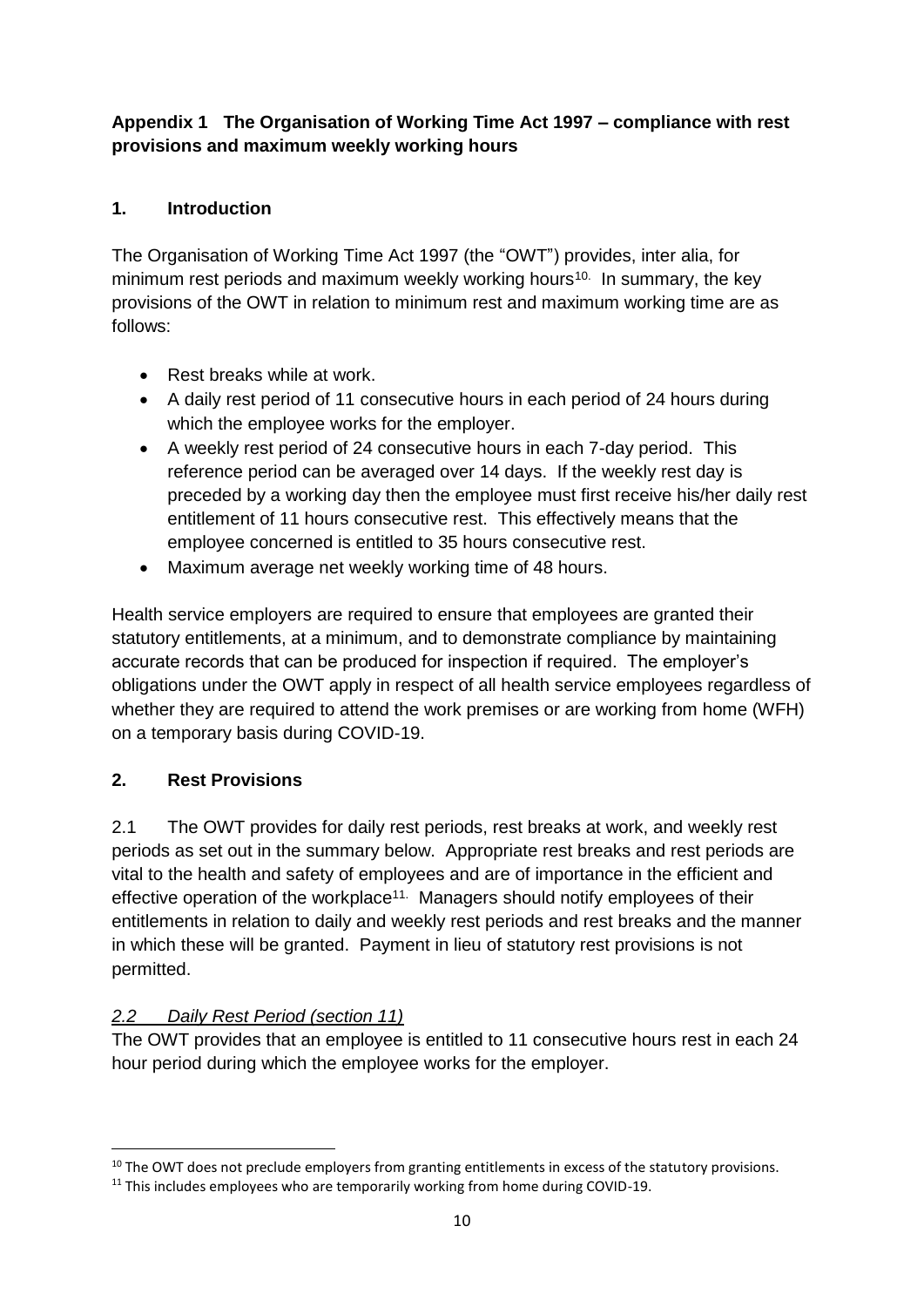**Appendix 1 The Organisation of Working Time Act 1997 – compliance with rest provisions and maximum weekly working hours**

## 1. Introduction

The Organisation of Working Time Act 1997 (the "OWT") provides, inter alia, for minimum rest periods and maximum weekly working hours[10]. In summary, the key provisions of the OWT in relation to minimum rest and maximum working time are as follows:

- Rest breaks while at work.
- A daily rest period of 11 consecutive hours in each period of 24 hours during which the employee works for the employer.
- A weekly rest period of 24 consecutive hours in each 7-day period. This reference period can be averaged over 14 days. If the weekly rest day is preceded by a working day then the employee must first receive his/her daily rest entitlement of 11 hours consecutive rest. This effectively means that the employee concerned is entitled to 35 hours consecutive rest.
- Maximum average net weekly working time of 48 hours.

Health service employers are required to ensure that employees are granted their statutory entitlements, at a minimum, and to demonstrate compliance by maintaining accurate records that can be produced for inspection if required. The employer's obligations under the OWT apply in respect of all health service employees regardless of whether they are required to attend the work premises or are working from home (WFH) on a temporary basis during COVID-19.

## 2. Rest Provisions

2.1 The OWT provides for daily rest periods, rest breaks at work, and weekly rest periods as set out in the summary below. Appropriate rest breaks and rest periods are vital to the health and safety of employees and are of importance in the efficient and effective operation of the workplace[11]. Managers should notify employees of their entitlements in relation to daily and weekly rest periods and rest breaks and the manner in which these will be granted. Payment in lieu of statutory rest provisions is not permitted.

*2.2 Daily Rest Period (section 11)*

The OWT provides that an employee is entitled to 11 consecutive hours rest in each 24 hour period during which the employee works for the employer.

---

[10] The OWT does not preclude employers from granting entitlements in excess of the statutory provisions.

[11] This includes employees who are temporarily working from home during COVID-19.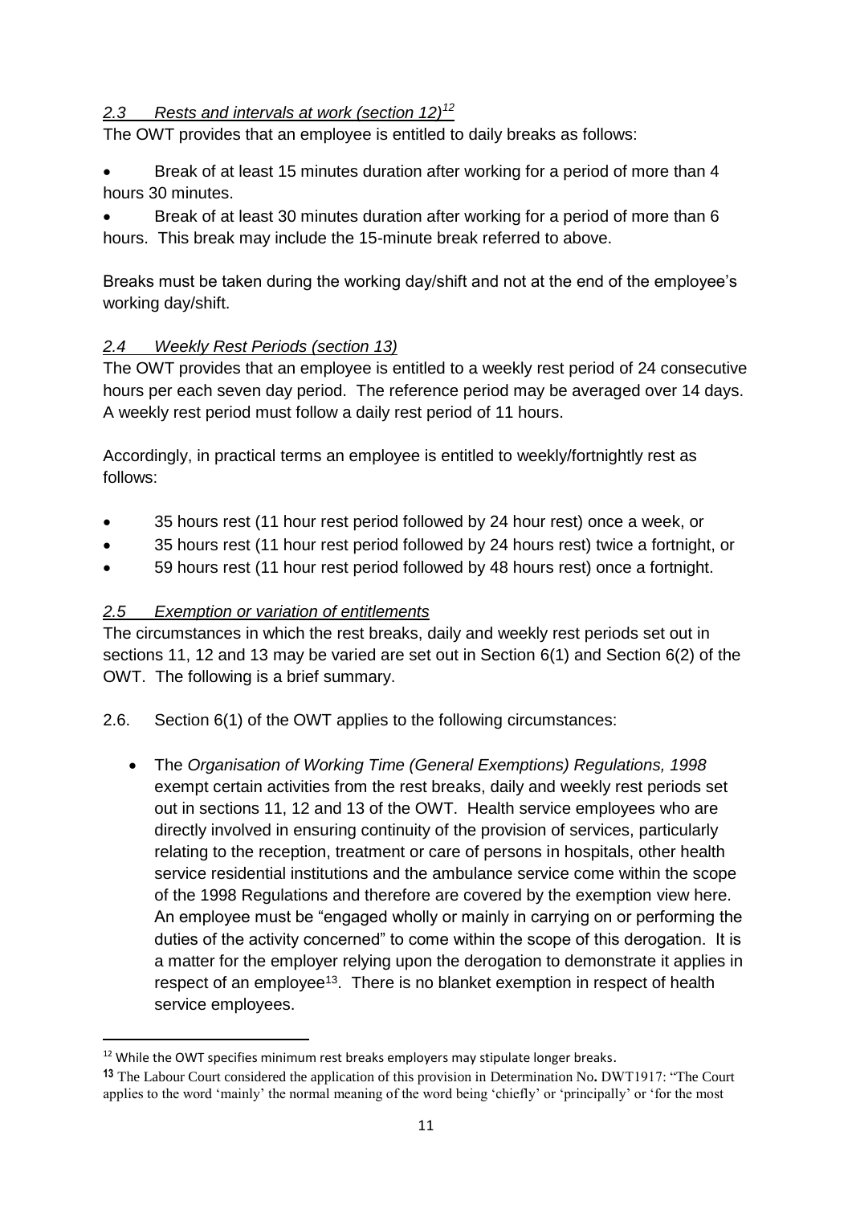### *2.3 Rests and intervals at work (section 12)*[12]

The OWT provides that an employee is entitled to daily breaks as follows:

- Break of at least 15 minutes duration after working for a period of more than 4 hours 30 minutes.
- Break of at least 30 minutes duration after working for a period of more than 6 hours. This break may include the 15-minute break referred to above.

Breaks must be taken during the working day/shift and not at the end of the employee's working day/shift.

### *2.4 Weekly Rest Periods (section 13)*

The OWT provides that an employee is entitled to a weekly rest period of 24 consecutive hours per each seven day period. The reference period may be averaged over 14 days. A weekly rest period must follow a daily rest period of 11 hours.

Accordingly, in practical terms an employee is entitled to weekly/fortnightly rest as follows:

- 35 hours rest (11 hour rest period followed by 24 hour rest) once a week, or
- 35 hours rest (11 hour rest period followed by 24 hours rest) twice a fortnight, or
- 59 hours rest (11 hour rest period followed by 48 hours rest) once a fortnight.

### *2.5 Exemption or variation of entitlements*

The circumstances in which the rest breaks, daily and weekly rest periods set out in sections 11, 12 and 13 may be varied are set out in Section 6(1) and Section 6(2) of the OWT. The following is a brief summary.

2.6. Section 6(1) of the OWT applies to the following circumstances:

- The *Organisation of Working Time (General Exemptions) Regulations, 1998* exempt certain activities from the rest breaks, daily and weekly rest periods set out in sections 11, 12 and 13 of the OWT. Health service employees who are directly involved in ensuring continuity of the provision of services, particularly relating to the reception, treatment or care of persons in hospitals, other health service residential institutions and the ambulance service come within the scope of the 1998 Regulations and therefore are covered by the exemption view here. An employee must be "engaged wholly or mainly in carrying on or performing the duties of the activity concerned" to come within the scope of this derogation. It is a matter for the employer relying upon the derogation to demonstrate it applies in respect of an employee[13]. There is no blanket exemption in respect of health service employees.

---

[12] While the OWT specifies minimum rest breaks employers may stipulate longer breaks.

[13] The Labour Court considered the application of this provision in Determination No. DWT1917: "The Court applies to the word 'mainly' the normal meaning of the word being 'chiefly' or 'principally' or 'for the most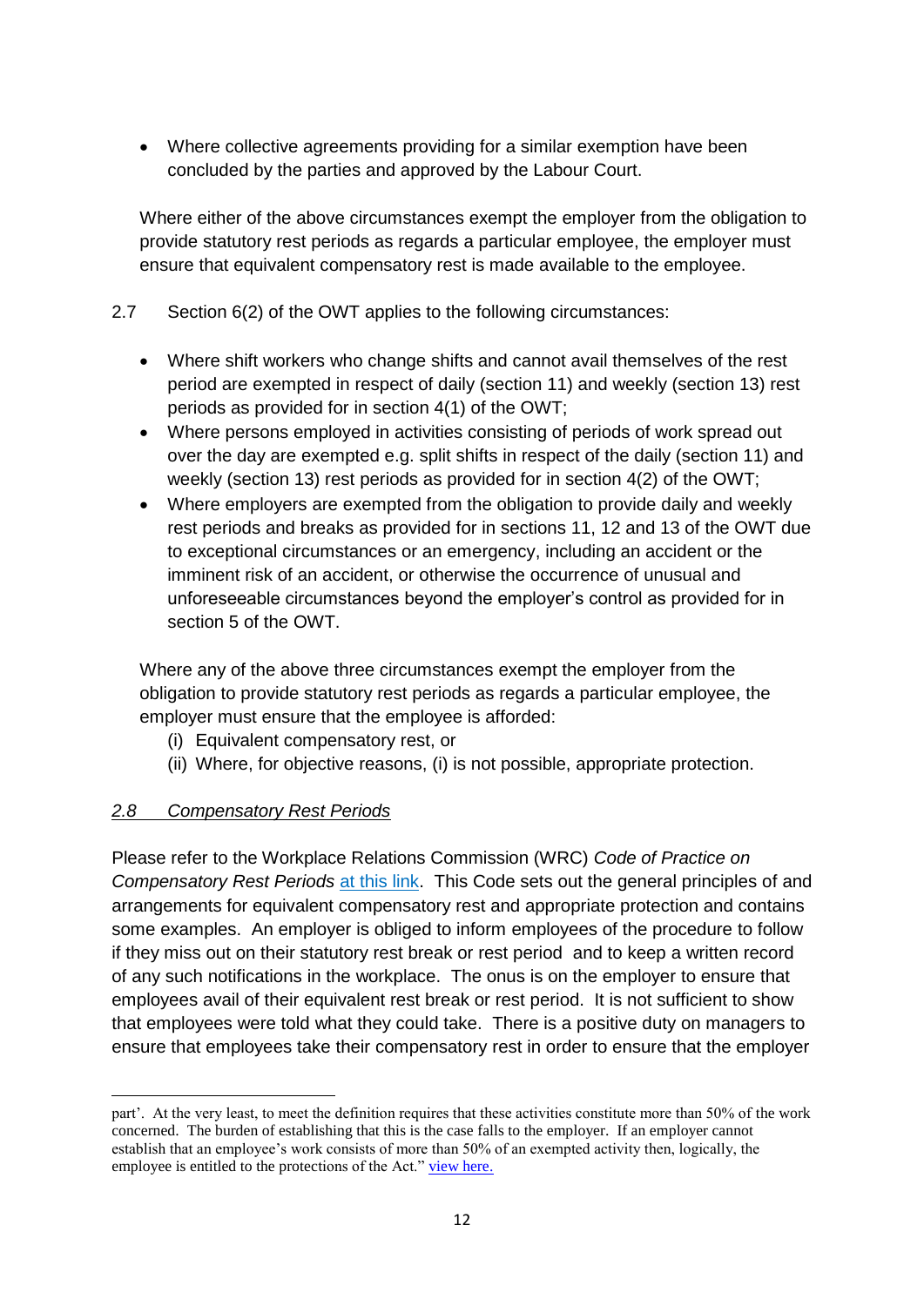- Where collective agreements providing for a similar exemption have been concluded by the parties and approved by the Labour Court.

Where either of the above circumstances exempt the employer from the obligation to provide statutory rest periods as regards a particular employee, the employer must ensure that equivalent compensatory rest is made available to the employee.

2.7 Section 6(2) of the OWT applies to the following circumstances:

- Where shift workers who change shifts and cannot avail themselves of the rest period are exempted in respect of daily (section 11) and weekly (section 13) rest periods as provided for in section 4(1) of the OWT;
- Where persons employed in activities consisting of periods of work spread out over the day are exempted e.g. split shifts in respect of the daily (section 11) and weekly (section 13) rest periods as provided for in section 4(2) of the OWT;
- Where employers are exempted from the obligation to provide daily and weekly rest periods and breaks as provided for in sections 11, 12 and 13 of the OWT due to exceptional circumstances or an emergency, including an accident or the imminent risk of an accident, or otherwise the occurrence of unusual and unforeseeable circumstances beyond the employer's control as provided for in section 5 of the OWT.

Where any of the above three circumstances exempt the employer from the obligation to provide statutory rest periods as regards a particular employee, the employer must ensure that the employee is afforded:

(i) Equivalent compensatory rest, or
(ii) Where, for objective reasons, (i) is not possible, appropriate protection.

### *2.8 Compensatory Rest Periods*

Please refer to the Workplace Relations Commission (WRC) *Code of Practice on Compensatory Rest Periods* at this link. This Code sets out the general principles of and arrangements for equivalent compensatory rest and appropriate protection and contains some examples. An employer is obliged to inform employees of the procedure to follow if they miss out on their statutory rest break or rest period and to keep a written record of any such notifications in the workplace. The onus is on the employer to ensure that employees avail of their equivalent rest break or rest period. It is not sufficient to show that employees were told what they could take. There is a positive duty on managers to ensure that employees take their compensatory rest in order to ensure that the employer

---

part'. At the very least, to meet the definition requires that these activities constitute more than 50% of the work concerned. The burden of establishing that this is the case falls to the employer. If an employer cannot establish that an employee's work consists of more than 50% of an exempted activity then, logically, the employee is entitled to the protections of the Act." view here.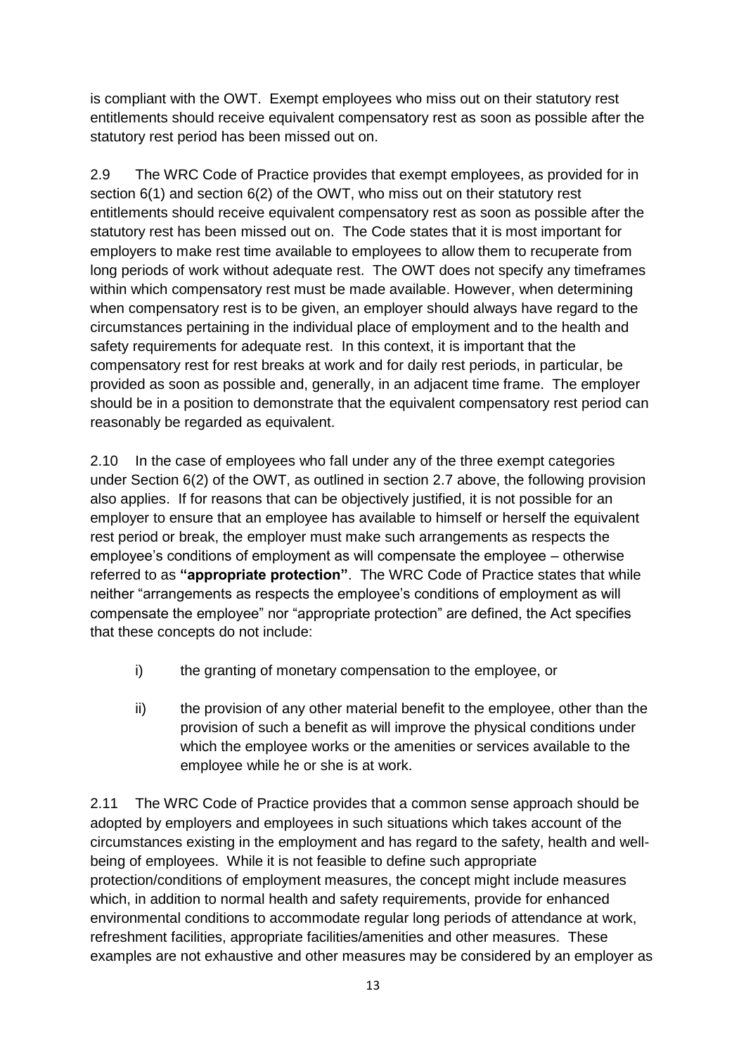is compliant with the OWT. Exempt employees who miss out on their statutory rest entitlements should receive equivalent compensatory rest as soon as possible after the statutory rest period has been missed out on.

2.9 The WRC Code of Practice provides that exempt employees, as provided for in section 6(1) and section 6(2) of the OWT, who miss out on their statutory rest entitlements should receive equivalent compensatory rest as soon as possible after the statutory rest has been missed out on. The Code states that it is most important for employers to make rest time available to employees to allow them to recuperate from long periods of work without adequate rest. The OWT does not specify any timeframes within which compensatory rest must be made available. However, when determining when compensatory rest is to be given, an employer should always have regard to the circumstances pertaining in the individual place of employment and to the health and safety requirements for adequate rest. In this context, it is important that the compensatory rest for rest breaks at work and for daily rest periods, in particular, be provided as soon as possible and, generally, in an adjacent time frame. The employer should be in a position to demonstrate that the equivalent compensatory rest period can reasonably be regarded as equivalent.

2.10 In the case of employees who fall under any of the three exempt categories under Section 6(2) of the OWT, as outlined in section 2.7 above, the following provision also applies. If for reasons that can be objectively justified, it is not possible for an employer to ensure that an employee has available to himself or herself the equivalent rest period or break, the employer must make such arrangements as respects the employee's conditions of employment as will compensate the employee – otherwise referred to as **"appropriate protection"**. The WRC Code of Practice states that while neither "arrangements as respects the employee's conditions of employment as will compensate the employee" nor "appropriate protection" are defined, the Act specifies that these concepts do not include:

i) the granting of monetary compensation to the employee, or

ii) the provision of any other material benefit to the employee, other than the provision of such a benefit as will improve the physical conditions under which the employee works or the amenities or services available to the employee while he or she is at work.

2.11 The WRC Code of Practice provides that a common sense approach should be adopted by employers and employees in such situations which takes account of the circumstances existing in the employment and has regard to the safety, health and well-being of employees. While it is not feasible to define such appropriate protection/conditions of employment measures, the concept might include measures which, in addition to normal health and safety requirements, provide for enhanced environmental conditions to accommodate regular long periods of attendance at work, refreshment facilities, appropriate facilities/amenities and other measures. These examples are not exhaustive and other measures may be considered by an employer as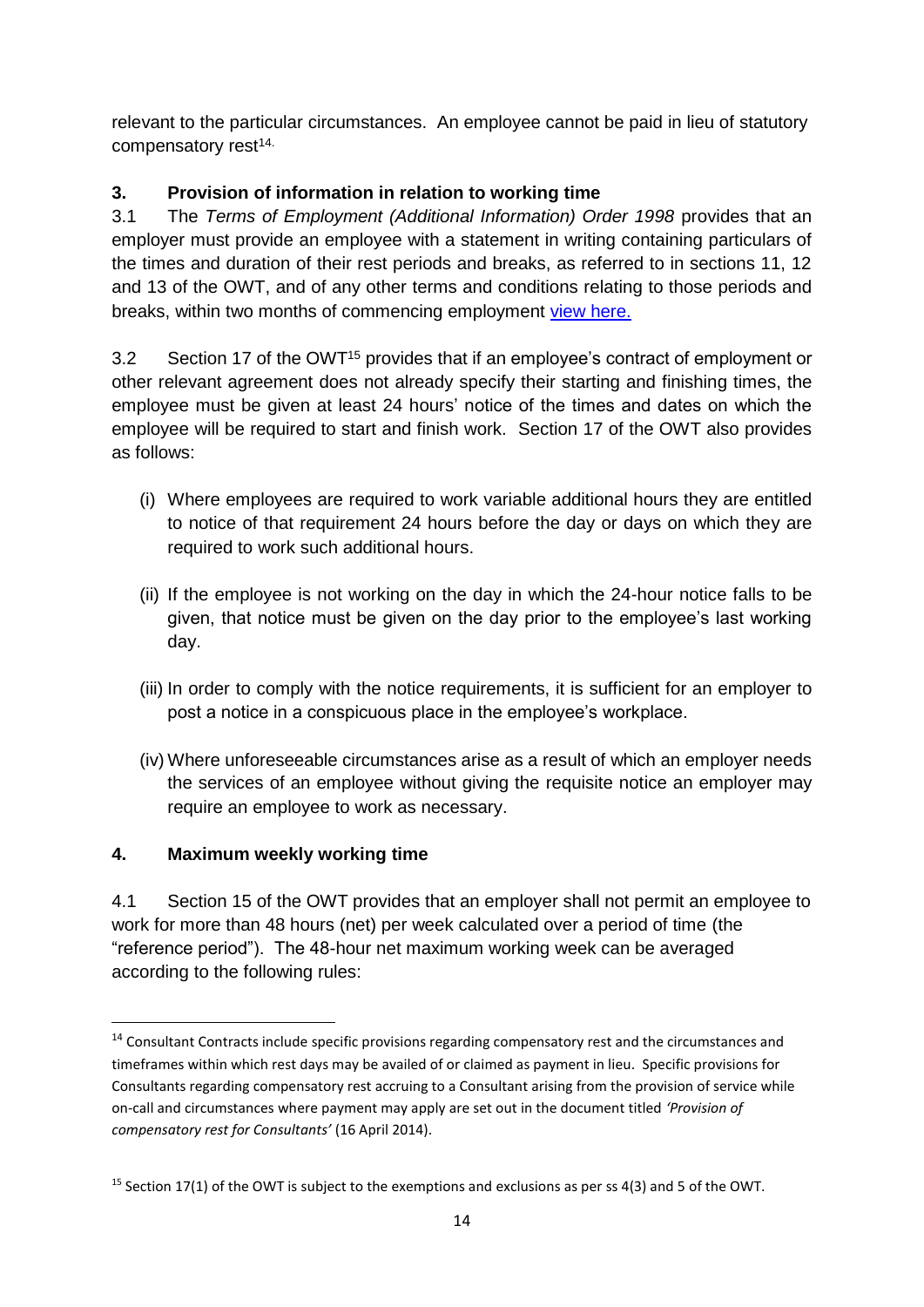relevant to the particular circumstances. An employee cannot be paid in lieu of statutory compensatory rest[14].

## 3. Provision of information in relation to working time

3.1 The *Terms of Employment (Additional Information) Order 1998* provides that an employer must provide an employee with a statement in writing containing particulars of the times and duration of their rest periods and breaks, as referred to in sections 11, 12 and 13 of the OWT, and of any other terms and conditions relating to those periods and breaks, within two months of commencing employment [view here.]

3.2 Section 17 of the OWT[15] provides that if an employee's contract of employment or other relevant agreement does not already specify their starting and finishing times, the employee must be given at least 24 hours' notice of the times and dates on which the employee will be required to start and finish work. Section 17 of the OWT also provides as follows:

(i) Where employees are required to work variable additional hours they are entitled to notice of that requirement 24 hours before the day or days on which they are required to work such additional hours.

(ii) If the employee is not working on the day in which the 24-hour notice falls to be given, that notice must be given on the day prior to the employee's last working day.

(iii) In order to comply with the notice requirements, it is sufficient for an employer to post a notice in a conspicuous place in the employee's workplace.

(iv) Where unforeseeable circumstances arise as a result of which an employer needs the services of an employee without giving the requisite notice an employer may require an employee to work as necessary.

## 4. Maximum weekly working time

4.1 Section 15 of the OWT provides that an employer shall not permit an employee to work for more than 48 hours (net) per week calculated over a period of time (the "reference period"). The 48-hour net maximum working week can be averaged according to the following rules:

---

[14] Consultant Contracts include specific provisions regarding compensatory rest and the circumstances and timeframes within which rest days may be availed of or claimed as payment in lieu. Specific provisions for Consultants regarding compensatory rest accruing to a Consultant arising from the provision of service while on-call and circumstances where payment may apply are set out in the document titled *'Provision of compensatory rest for Consultants'* (16 April 2014).

[15] Section 17(1) of the OWT is subject to the exemptions and exclusions as per ss 4(3) and 5 of the OWT.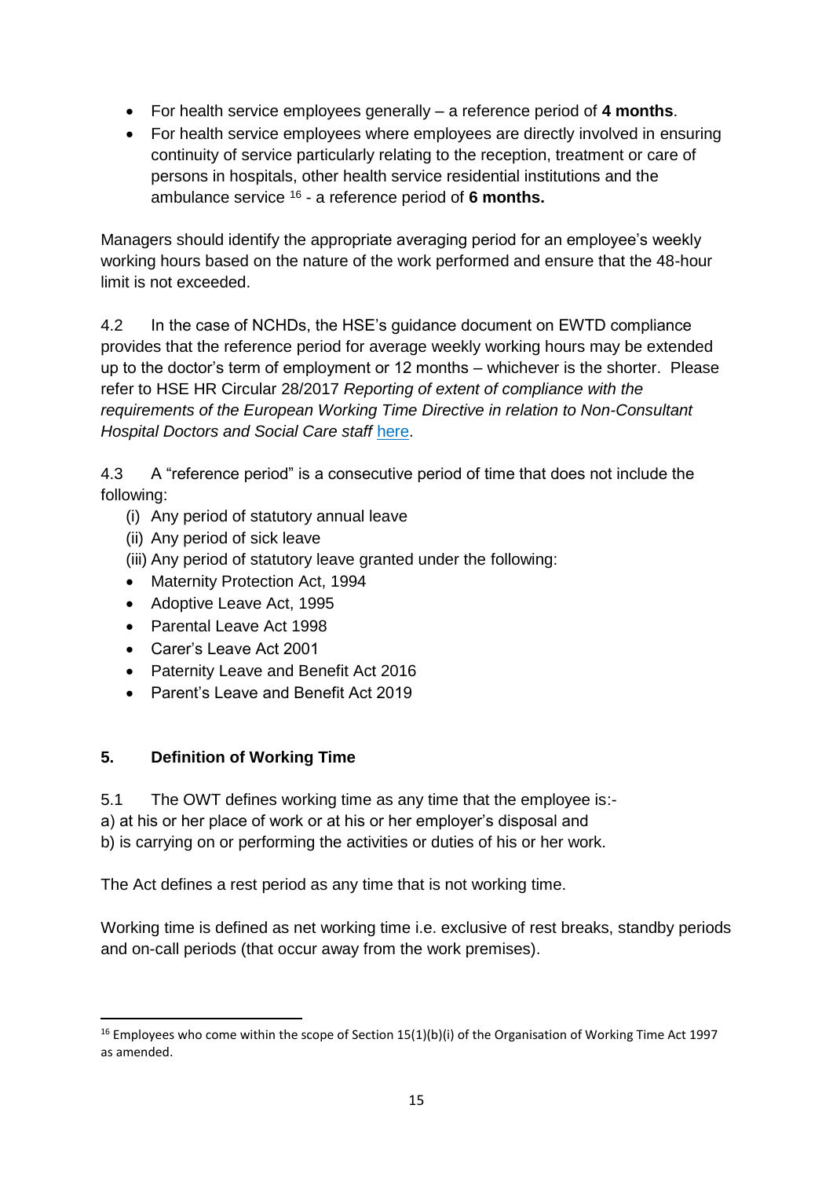- For health service employees generally – a reference period of **4 months**.
- For health service employees where employees are directly involved in ensuring continuity of service particularly relating to the reception, treatment or care of persons in hospitals, other health service residential institutions and the ambulance service [16] - a reference period of **6 months.**

Managers should identify the appropriate averaging period for an employee's weekly working hours based on the nature of the work performed and ensure that the 48-hour limit is not exceeded.

4.2 In the case of NCHDs, the HSE's guidance document on EWTD compliance provides that the reference period for average weekly working hours may be extended up to the doctor's term of employment or 12 months – whichever is the shorter. Please refer to HSE HR Circular 28/2017 *Reporting of extent of compliance with the requirements of the European Working Time Directive in relation to Non-Consultant Hospital Doctors and Social Care staff* here.

4.3 A "reference period" is a consecutive period of time that does not include the following:

(i) Any period of statutory annual leave
(ii) Any period of sick leave
(iii) Any period of statutory leave granted under the following:

- Maternity Protection Act, 1994
- Adoptive Leave Act, 1995
- Parental Leave Act 1998
- Carer's Leave Act 2001
- Paternity Leave and Benefit Act 2016
- Parent's Leave and Benefit Act 2019

## 5. Definition of Working Time

5.1 The OWT defines working time as any time that the employee is:-
a) at his or her place of work or at his or her employer's disposal and
b) is carrying on or performing the activities or duties of his or her work.

The Act defines a rest period as any time that is not working time.

Working time is defined as net working time i.e. exclusive of rest breaks, standby periods and on-call periods (that occur away from the work premises).

---

[16] Employees who come within the scope of Section 15(1)(b)(i) of the Organisation of Working Time Act 1997 as amended.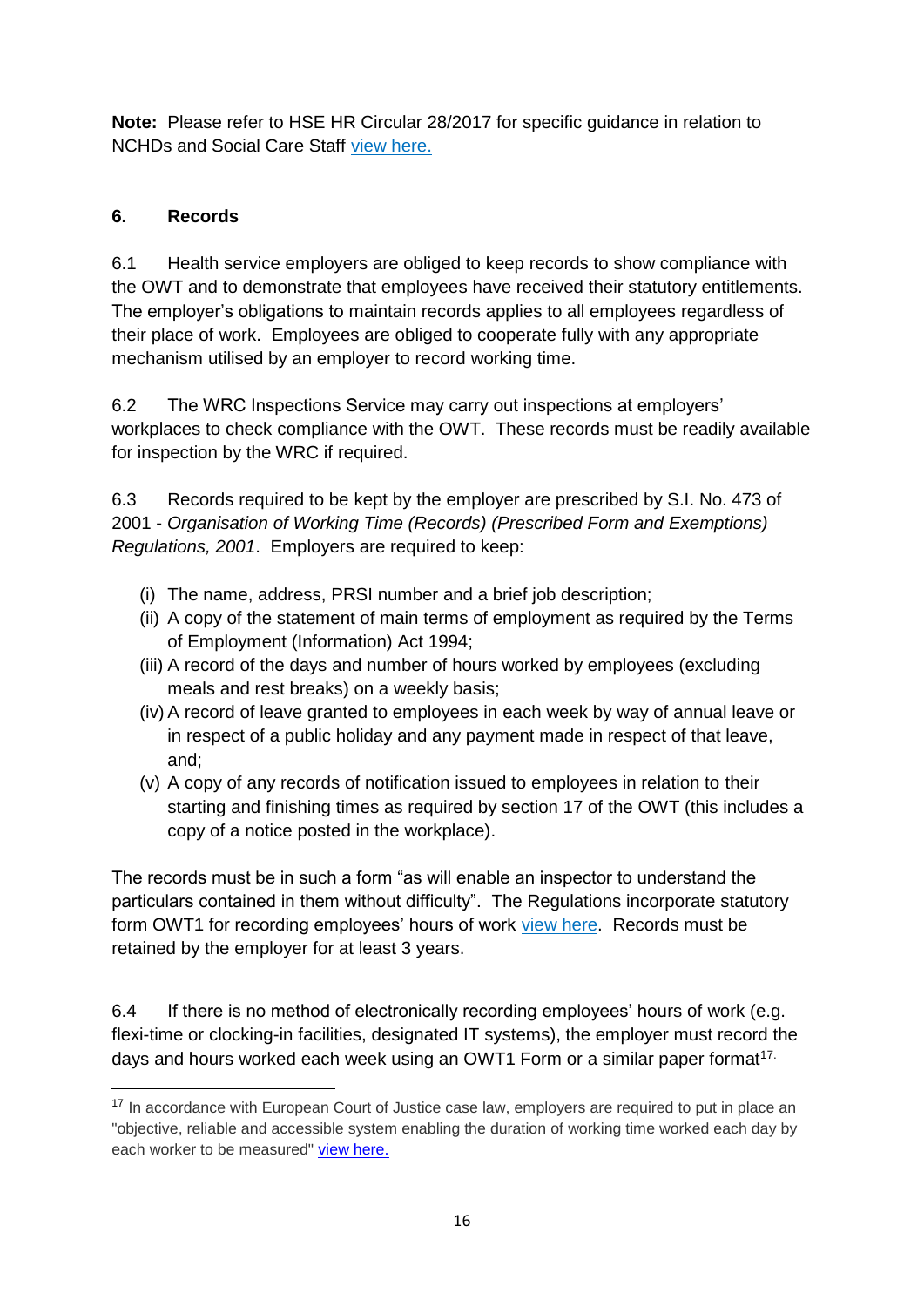**Note:** Please refer to HSE HR Circular 28/2017 for specific guidance in relation to NCHDs and Social Care Staff [view here.](#)

## 6. Records

6.1 Health service employers are obliged to keep records to show compliance with the OWT and to demonstrate that employees have received their statutory entitlements. The employer's obligations to maintain records applies to all employees regardless of their place of work. Employees are obliged to cooperate fully with any appropriate mechanism utilised by an employer to record working time.

6.2 The WRC Inspections Service may carry out inspections at employers' workplaces to check compliance with the OWT. These records must be readily available for inspection by the WRC if required.

6.3 Records required to be kept by the employer are prescribed by S.I. No. 473 of 2001 - *Organisation of Working Time (Records) (Prescribed Form and Exemptions) Regulations, 2001*. Employers are required to keep:

(i) The name, address, PRSI number and a brief job description;
(ii) A copy of the statement of main terms of employment as required by the Terms of Employment (Information) Act 1994;
(iii) A record of the days and number of hours worked by employees (excluding meals and rest breaks) on a weekly basis;
(iv) A record of leave granted to employees in each week by way of annual leave or in respect of a public holiday and any payment made in respect of that leave, and;
(v) A copy of any records of notification issued to employees in relation to their starting and finishing times as required by section 17 of the OWT (this includes a copy of a notice posted in the workplace).

The records must be in such a form "as will enable an inspector to understand the particulars contained in them without difficulty". The Regulations incorporate statutory form OWT1 for recording employees' hours of work [view here](#). Records must be retained by the employer for at least 3 years.

6.4 If there is no method of electronically recording employees' hours of work (e.g. flexi-time or clocking-in facilities, designated IT systems), the employer must record the days and hours worked each week using an OWT1 Form or a similar paper format[17].

[17] In accordance with European Court of Justice case law, employers are required to put in place an "objective, reliable and accessible system enabling the duration of working time worked each day by each worker to be measured" [view here.](#)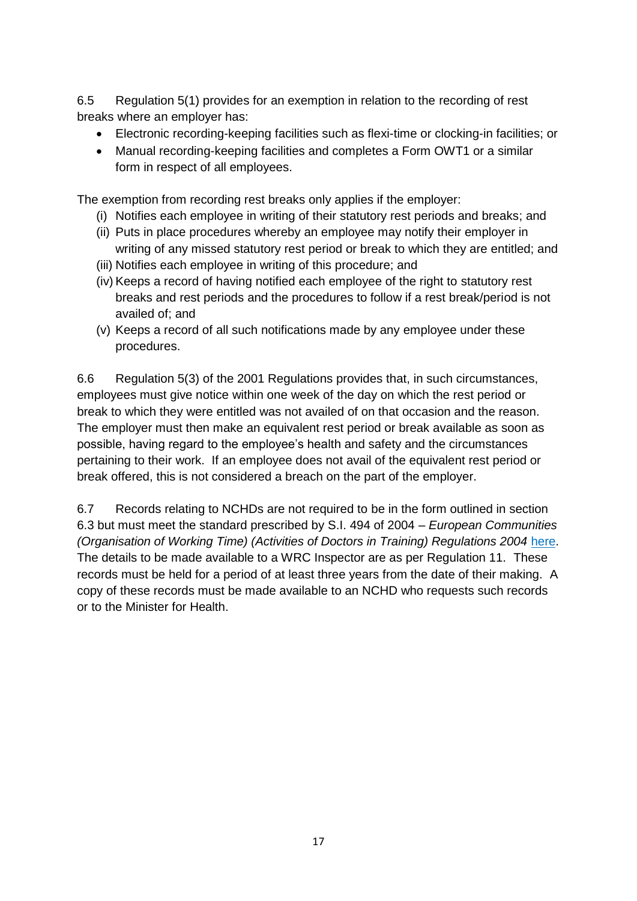6.5 Regulation 5(1) provides for an exemption in relation to the recording of rest breaks where an employer has:

- Electronic recording-keeping facilities such as flexi-time or clocking-in facilities; or
- Manual recording-keeping facilities and completes a Form OWT1 or a similar form in respect of all employees.

The exemption from recording rest breaks only applies if the employer:

(i) Notifies each employee in writing of their statutory rest periods and breaks; and
(ii) Puts in place procedures whereby an employee may notify their employer in writing of any missed statutory rest period or break to which they are entitled; and
(iii) Notifies each employee in writing of this procedure; and
(iv) Keeps a record of having notified each employee of the right to statutory rest breaks and rest periods and the procedures to follow if a rest break/period is not availed of; and
(v) Keeps a record of all such notifications made by any employee under these procedures.

6.6 Regulation 5(3) of the 2001 Regulations provides that, in such circumstances, employees must give notice within one week of the day on which the rest period or break to which they were entitled was not availed of on that occasion and the reason. The employer must then make an equivalent rest period or break available as soon as possible, having regard to the employee's health and safety and the circumstances pertaining to their work. If an employee does not avail of the equivalent rest period or break offered, this is not considered a breach on the part of the employer.

6.7 Records relating to NCHDs are not required to be in the form outlined in section 6.3 but must meet the standard prescribed by S.I. 494 of 2004 – *European Communities (Organisation of Working Time) (Activities of Doctors in Training) Regulations 2004* here. The details to be made available to a WRC Inspector are as per Regulation 11. These records must be held for a period of at least three years from the date of their making. A copy of these records must be made available to an NCHD who requests such records or to the Minister for Health.